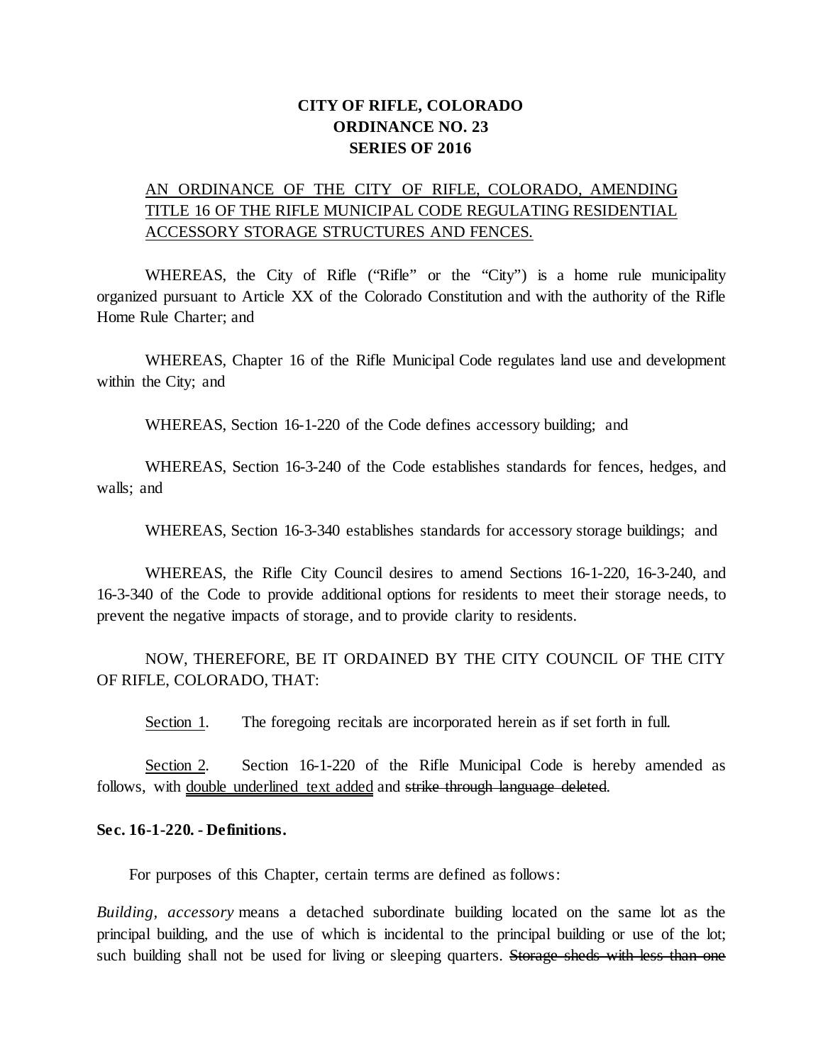**CITY OF RIFLE, COLORADO**
**ORDINANCE NO. 23**
**SERIES OF 2016**

<u>AN ORDINANCE OF THE CITY OF RIFLE, COLORADO, AMENDING TITLE 16 OF THE RIFLE MUNICIPAL CODE REGULATING RESIDENTIAL ACCESSORY STORAGE STRUCTURES AND FENCES.</u>

WHEREAS, the City of Rifle ("Rifle" or the "City") is a home rule municipality organized pursuant to Article XX of the Colorado Constitution and with the authority of the Rifle Home Rule Charter; and

WHEREAS, Chapter 16 of the Rifle Municipal Code regulates land use and development within the City; and

WHEREAS, Section 16-1-220 of the Code defines accessory building; and

WHEREAS, Section 16-3-240 of the Code establishes standards for fences, hedges, and walls; and

WHEREAS, Section 16-3-340 establishes standards for accessory storage buildings; and

WHEREAS, the Rifle City Council desires to amend Sections 16-1-220, 16-3-240, and 16-3-340 of the Code to provide additional options for residents to meet their storage needs, to prevent the negative impacts of storage, and to provide clarity to residents.

NOW, THEREFORE, BE IT ORDAINED BY THE CITY COUNCIL OF THE CITY OF RIFLE, COLORADO, THAT:

<u>Section 1</u>. The foregoing recitals are incorporated herein as if set forth in full.

<u>Section 2</u>. Section 16-1-220 of the Rifle Municipal Code is hereby amended as follows, with <u>double underlined text added</u> and ~~strike through language deleted~~.

**Sec. 16-1-220. - Definitions.**

For purposes of this Chapter, certain terms are defined as follows:

*Building, accessory* means a detached subordinate building located on the same lot as the principal building, and the use of which is incidental to the principal building or use of the lot; such building shall not be used for living or sleeping quarters. ~~Storage sheds with less than one~~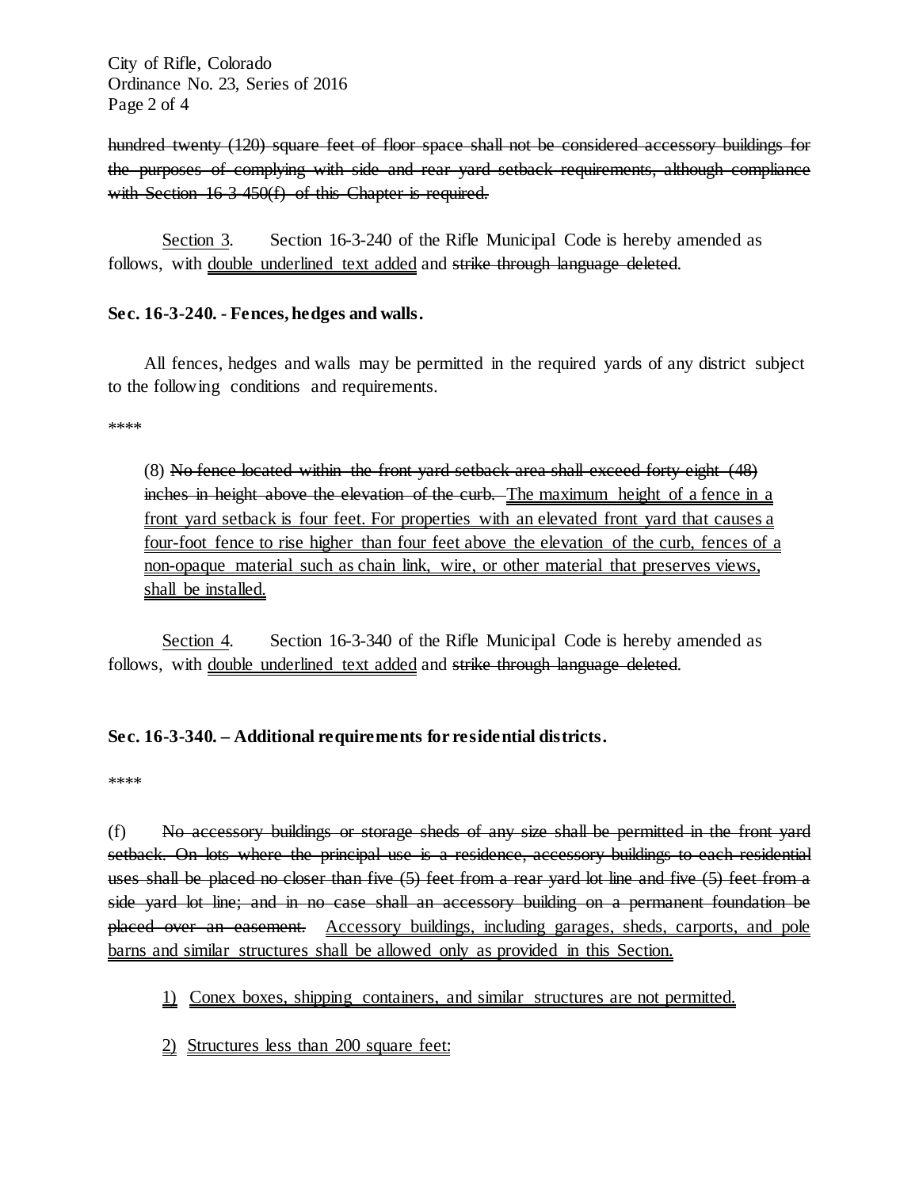~~hundred twenty (120) square feet of floor space shall not be considered accessory buildings for the purposes of complying with side and rear yard setback requirements, although compliance with Section 16-3-450(f) of this Chapter is required.~~

<u>Section 3</u>. Section 16-3-240 of the Rifle Municipal Code is hereby amended as follows, with <u>double underlined text added</u> and ~~strike through language deleted~~.

**Sec. 16-3-240. - Fences, hedges and walls.**

All fences, hedges and walls may be permitted in the required yards of any district subject to the following conditions and requirements.

\*\*\*\*

(8) ~~No fence located within the front yard setback area shall exceed forty eight (48) inches in height above the elevation of the curb.~~ <u>The maximum height of a fence in a front yard setback is four feet. For properties with an elevated front yard that causes a four-foot fence to rise higher than four feet above the elevation of the curb, fences of a non-opaque material such as chain link, wire, or other material that preserves views, shall be installed.</u>

<u>Section 4</u>. Section 16-3-340 of the Rifle Municipal Code is hereby amended as follows, with <u>double underlined text added</u> and ~~strike through language deleted~~.

**Sec. 16-3-340. – Additional requirements for residential districts.**

\*\*\*\*

(f) ~~No accessory buildings or storage sheds of any size shall be permitted in the front yard setback. On lots where the principal use is a residence, accessory buildings to each residential uses shall be placed no closer than five (5) feet from a rear yard lot line and five (5) feet from a side yard lot line; and in no case shall an accessory building on a permanent foundation be placed over an easement.~~ <u>Accessory buildings, including garages, sheds, carports, and pole barns and similar structures shall be allowed only as provided in this Section.</u>

<u>1) Conex boxes, shipping containers, and similar structures are not permitted.</u>

<u>2) Structures less than 200 square feet:</u>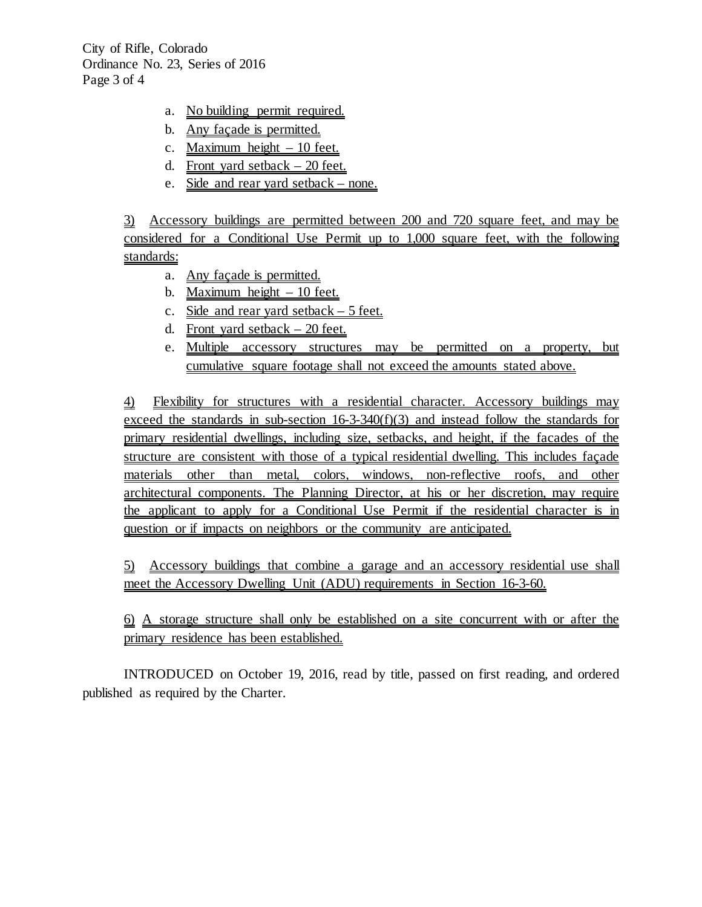a. No building permit required.
b. Any façade is permitted.
c. Maximum height – 10 feet.
d. Front yard setback – 20 feet.
e. Side and rear yard setback – none.

3) Accessory buildings are permitted between 200 and 720 square feet, and may be considered for a Conditional Use Permit up to 1,000 square feet, with the following standards:

a. Any façade is permitted.
b. Maximum height – 10 feet.
c. Side and rear yard setback – 5 feet.
d. Front yard setback – 20 feet.
e. Multiple accessory structures may be permitted on a property, but cumulative square footage shall not exceed the amounts stated above.

4) Flexibility for structures with a residential character. Accessory buildings may exceed the standards in sub-section 16-3-340(f)(3) and instead follow the standards for primary residential dwellings, including size, setbacks, and height, if the facades of the structure are consistent with those of a typical residential dwelling. This includes façade materials other than metal, colors, windows, non-reflective roofs, and other architectural components. The Planning Director, at his or her discretion, may require the applicant to apply for a Conditional Use Permit if the residential character is in question or if impacts on neighbors or the community are anticipated.

5) Accessory buildings that combine a garage and an accessory residential use shall meet the Accessory Dwelling Unit (ADU) requirements in Section 16-3-60.

6) A storage structure shall only be established on a site concurrent with or after the primary residence has been established.

INTRODUCED on October 19, 2016, read by title, passed on first reading, and ordered published as required by the Charter.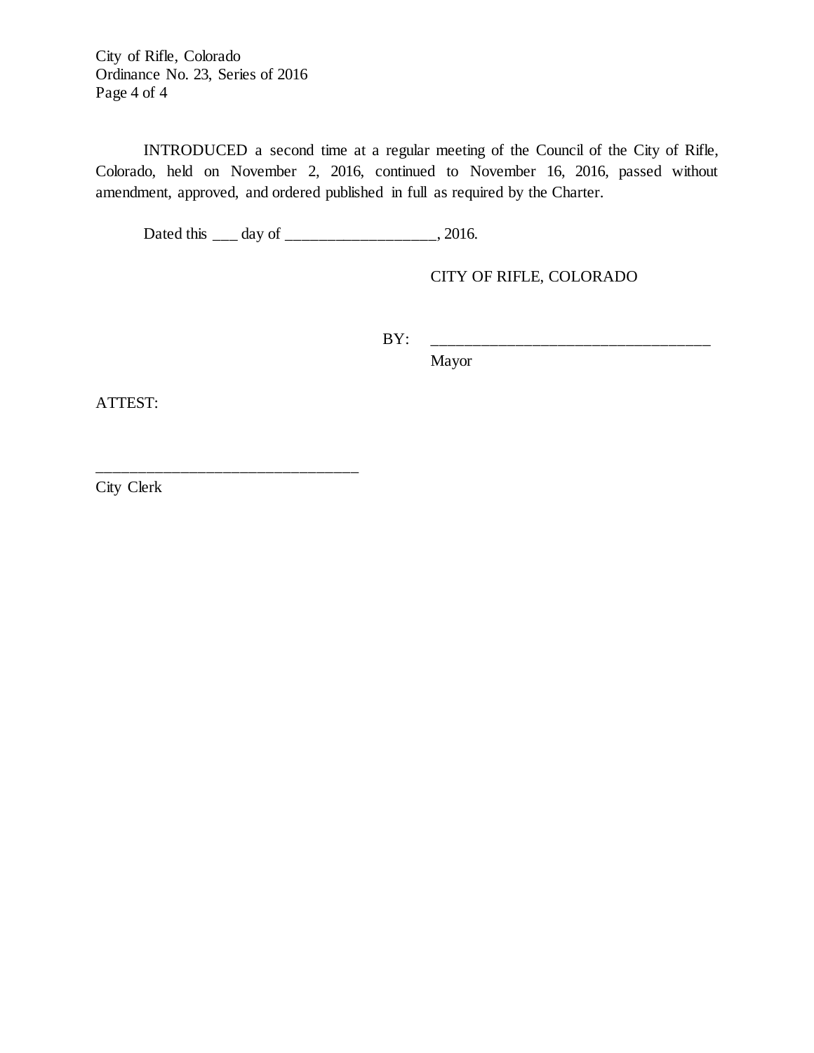INTRODUCED a second time at a regular meeting of the Council of the City of Rifle, Colorado, held on November 2, 2016, continued to November 16, 2016, passed without amendment, approved, and ordered published in full as required by the Charter.

Dated this ___ day of ___________________, 2016.

CITY OF RIFLE, COLORADO

BY: ___________________________________
Mayor

ATTEST:

_________________________________
City Clerk